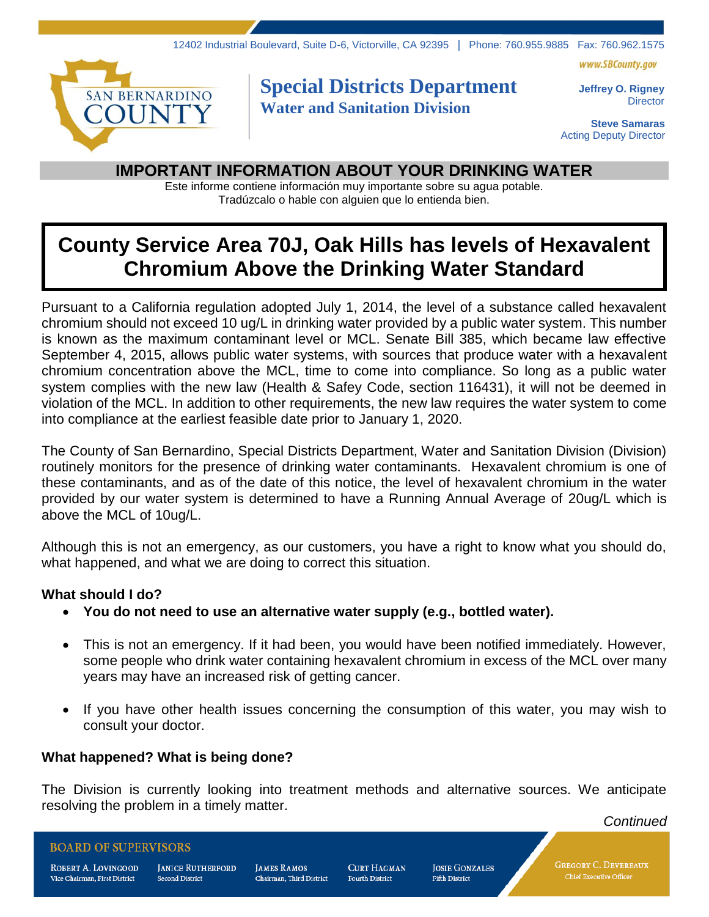12402 Industrial Boulevard, Suite D-6, Victorville, CA 92395 | Phone: 760.955.9885 Fax: 760.962.1575

www.SBCounty.gov

SAN BERNARDINO COUNTY

# Special Districts Department
## Water and Sanitation Division

**Jeffrey O. Rigney**
Director

**Steve Samaras**
Acting Deputy Director

## IMPORTANT INFORMATION ABOUT YOUR DRINKING WATER

Este informe contiene información muy importante sobre su agua potable.
Tradúzcalo o hable con alguien que lo entienda bien.

# County Service Area 70J, Oak Hills has levels of Hexavalent Chromium Above the Drinking Water Standard

Pursuant to a California regulation adopted July 1, 2014, the level of a substance called hexavalent chromium should not exceed 10 ug/L in drinking water provided by a public water system. This number is known as the maximum contaminant level or MCL. Senate Bill 385, which became law effective September 4, 2015, allows public water systems, with sources that produce water with a hexavalent chromium concentration above the MCL, time to come into compliance. So long as a public water system complies with the new law (Health & Safey Code, section 116431), it will not be deemed in violation of the MCL. In addition to other requirements, the new law requires the water system to come into compliance at the earliest feasible date prior to January 1, 2020.

The County of San Bernardino, Special Districts Department, Water and Sanitation Division (Division) routinely monitors for the presence of drinking water contaminants. Hexavalent chromium is one of these contaminants, and as of the date of this notice, the level of hexavalent chromium in the water provided by our water system is determined to have a Running Annual Average of 20ug/L which is above the MCL of 10ug/L.

Although this is not an emergency, as our customers, you have a right to know what you should do, what happened, and what we are doing to correct this situation.

**What should I do?**

- **You do not need to use an alternative water supply (e.g., bottled water).**
- This is not an emergency. If it had been, you would have been notified immediately. However, some people who drink water containing hexavalent chromium in excess of the MCL over many years may have an increased risk of getting cancer.
- If you have other health issues concerning the consumption of this water, you may wish to consult your doctor.

**What happened? What is being done?**

The Division is currently looking into treatment methods and alternative sources. We anticipate resolving the problem in a timely matter.

*Continued*

BOARD OF SUPERVISORS

Robert A. Lovingood, Vice Chairman, First District | Janice Rutherford, Second District | James Ramos, Chairman, Third District | Curt Hagman, Fourth District | Josie Gonzales, Fifth District | Gregory C. Devereaux, Chief Executive Officer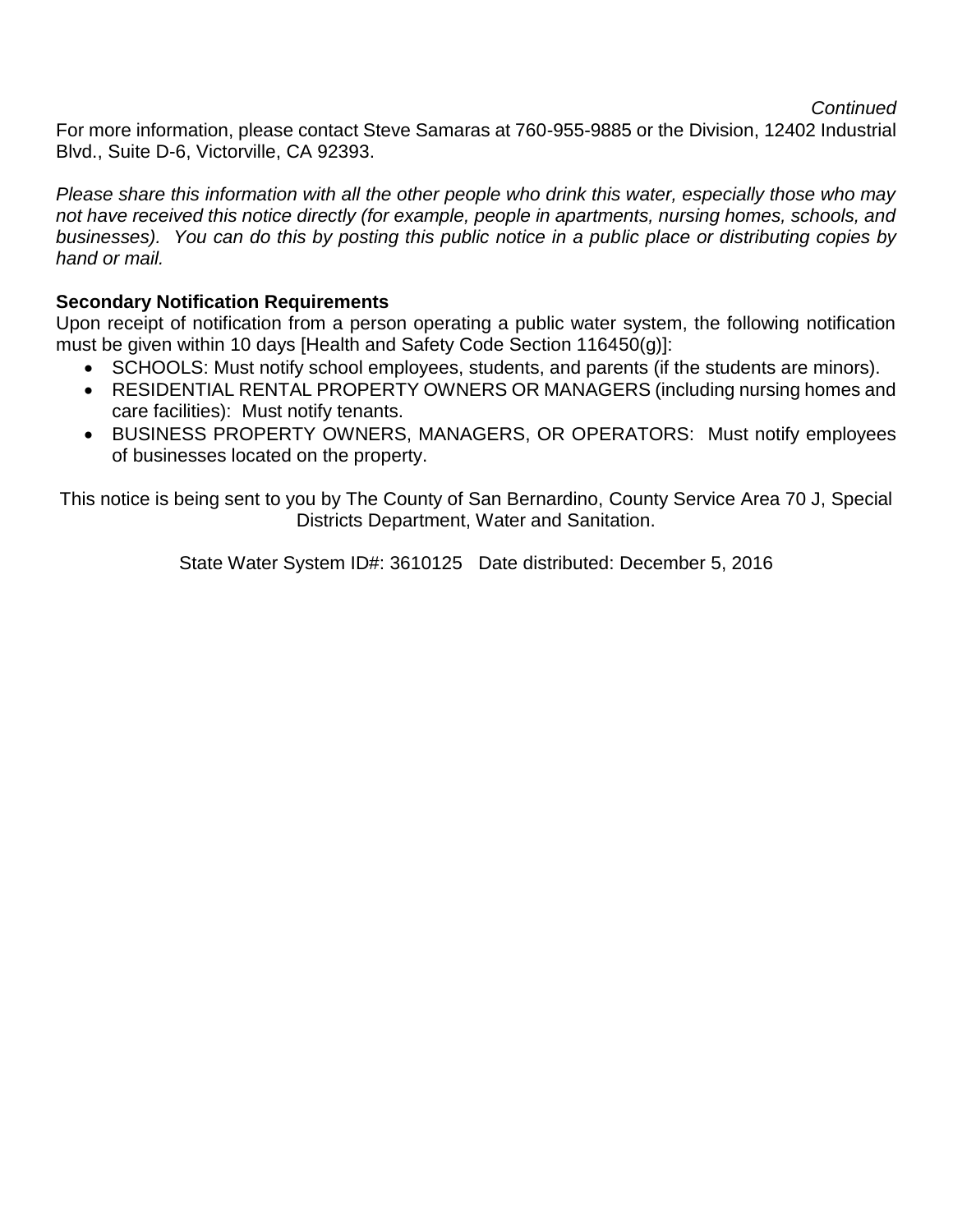*Continued*

For more information, please contact Steve Samaras at 760-955-9885 or the Division, 12402 Industrial Blvd., Suite D-6, Victorville, CA 92393.

*Please share this information with all the other people who drink this water, especially those who may not have received this notice directly (for example, people in apartments, nursing homes, schools, and businesses). You can do this by posting this public notice in a public place or distributing copies by hand or mail.*

**Secondary Notification Requirements**

Upon receipt of notification from a person operating a public water system, the following notification must be given within 10 days [Health and Safety Code Section 116450(g)]:

- SCHOOLS: Must notify school employees, students, and parents (if the students are minors).
- RESIDENTIAL RENTAL PROPERTY OWNERS OR MANAGERS (including nursing homes and care facilities): Must notify tenants.
- BUSINESS PROPERTY OWNERS, MANAGERS, OR OPERATORS: Must notify employees of businesses located on the property.

This notice is being sent to you by The County of San Bernardino, County Service Area 70 J, Special Districts Department, Water and Sanitation.

State Water System ID#: 3610125 Date distributed: December 5, 2016